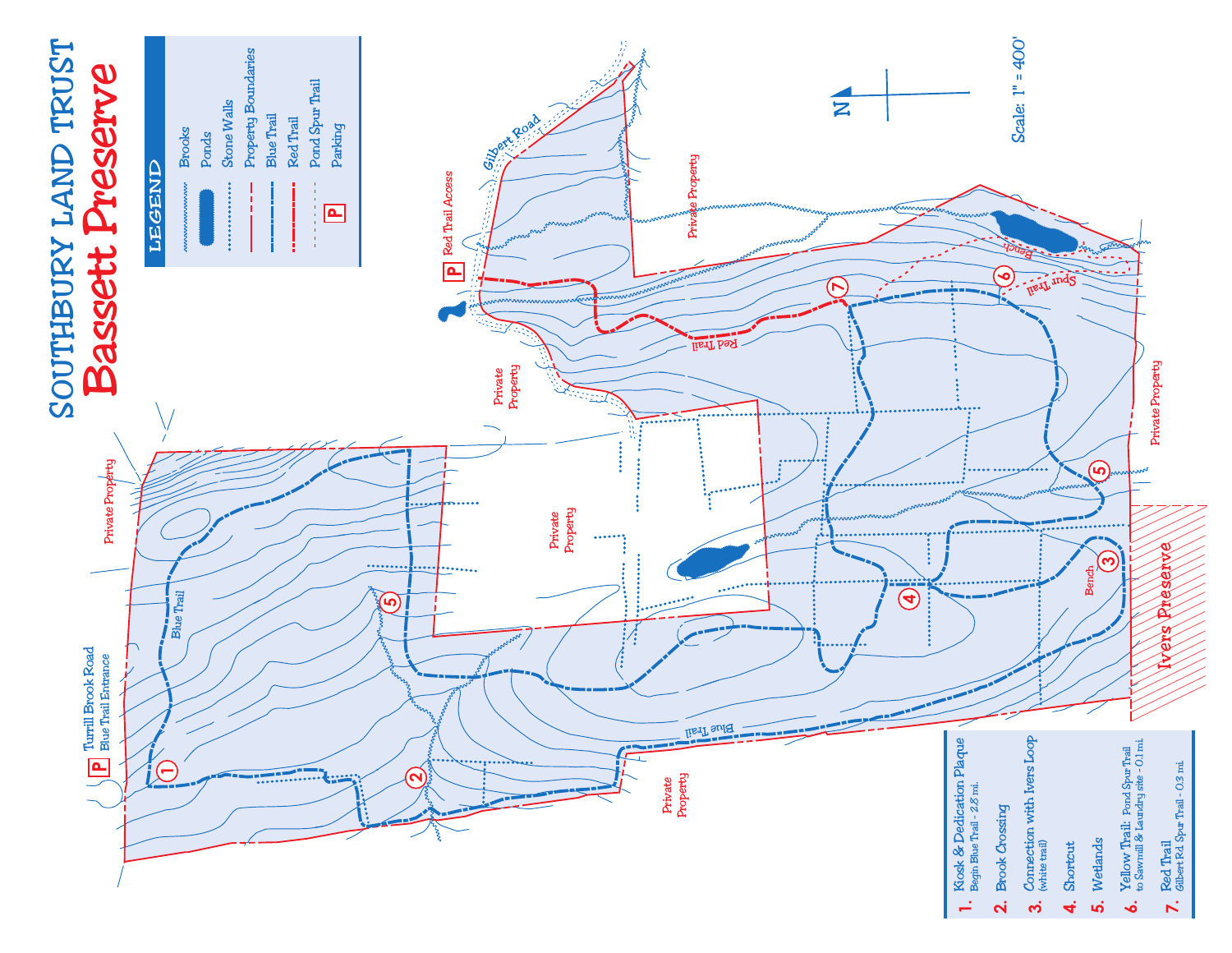# SOUTHBURY LAND TRUST

# Bassett Preserve

## LEGEND

- Brooks
- Ponds
- Stone Walls
- Property Boundaries
- Blue Trail
- Red Trail
- Pond Spur Trail
- P Parking

N

Scale: 1" = 400'

Turrill Brook Road
Blue Trail Entrance

Gilbert Road

Red Trail Access

Private Property

Private Property

Private Property

Private Property

Private Property

Private Property

Blue Trail

Blue Trail

Red Trail

Spur Trail

Bench

Bench

Ivers Preserve

1. Kiosk & Dedication Plaque
   Begin Blue Trail - 2.8 mi.
2. Brook Crossing
3. Connection with Ivers Loop
   (white trail)
4. Shortcut
5. Wetlands
6. Yellow Trail: Pond Spur Trail
   to Sawmill & Laundry site - 0.1 mi.
7. Red Trail
   Gilbert Rd. Spur Trail - 0.3 mi.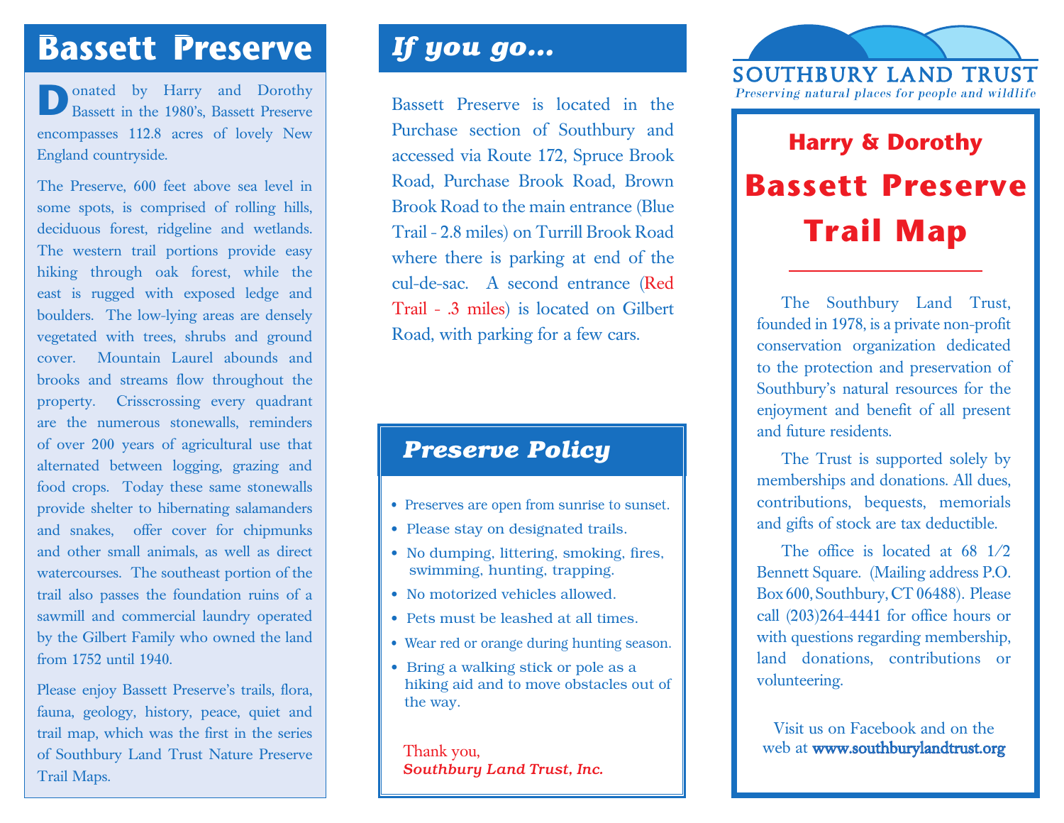# Bassett Preserve

Donated by Harry and Dorothy Bassett in the 1980's, Bassett Preserve encompasses 112.8 acres of lovely New England countryside.

The Preserve, 600 feet above sea level in some spots, is comprised of rolling hills, deciduous forest, ridgeline and wetlands. The western trail portions provide easy hiking through oak forest, while the east is rugged with exposed ledge and boulders. The low-lying areas are densely vegetated with trees, shrubs and ground cover. Mountain Laurel abounds and brooks and streams flow throughout the property. Crisscrossing every quadrant are the numerous stonewalls, reminders of over 200 years of agricultural use that alternated between logging, grazing and food crops. Today these same stonewalls provide shelter to hibernating salamanders and snakes, offer cover for chipmunks and other small animals, as well as direct watercourses. The southeast portion of the trail also passes the foundation ruins of a sawmill and commercial laundry operated by the Gilbert Family who owned the land from 1752 until 1940.

Please enjoy Bassett Preserve's trails, flora, fauna, geology, history, peace, quiet and trail map, which was the first in the series of Southbury Land Trust Nature Preserve Trail Maps.

## *If you go...*

Bassett Preserve is located in the Purchase section of Southbury and accessed via Route 172, Spruce Brook Road, Purchase Brook Road, Brown Brook Road to the main entrance (Blue Trail - 2.8 miles) on Turrill Brook Road where there is parking at end of the cul-de-sac. A second entrance (Red Trail - .3 miles) is located on Gilbert Road, with parking for a few cars.

## *Preserve Policy*

- Preserves are open from sunrise to sunset.
- Please stay on designated trails.
- No dumping, littering, smoking, fires, swimming, hunting, trapping.
- No motorized vehicles allowed.
- Pets must be leashed at all times.
- Wear red or orange during hunting season.
- Bring a walking stick or pole as a hiking aid and to move obstacles out of the way.

Thank you,
***Southbury Land Trust, Inc.***

SOUTHBURY LAND TRUST
*Preserving natural places for people and wildlife*

## Harry & Dorothy
# Bassett Preserve Trail Map

The Southbury Land Trust, founded in 1978, is a private non-profit conservation organization dedicated to the protection and preservation of Southbury's natural resources for the enjoyment and benefit of all present and future residents.

The Trust is supported solely by memberships and donations. All dues, contributions, bequests, memorials and gifts of stock are tax deductible.

The office is located at 68 1/2 Bennett Square. (Mailing address P.O. Box 600, Southbury, CT 06488). Please call (203)264-4441 for office hours or with questions regarding membership, land donations, contributions or volunteering.

Visit us on Facebook and on the web at **www.southburylandtrust.org**